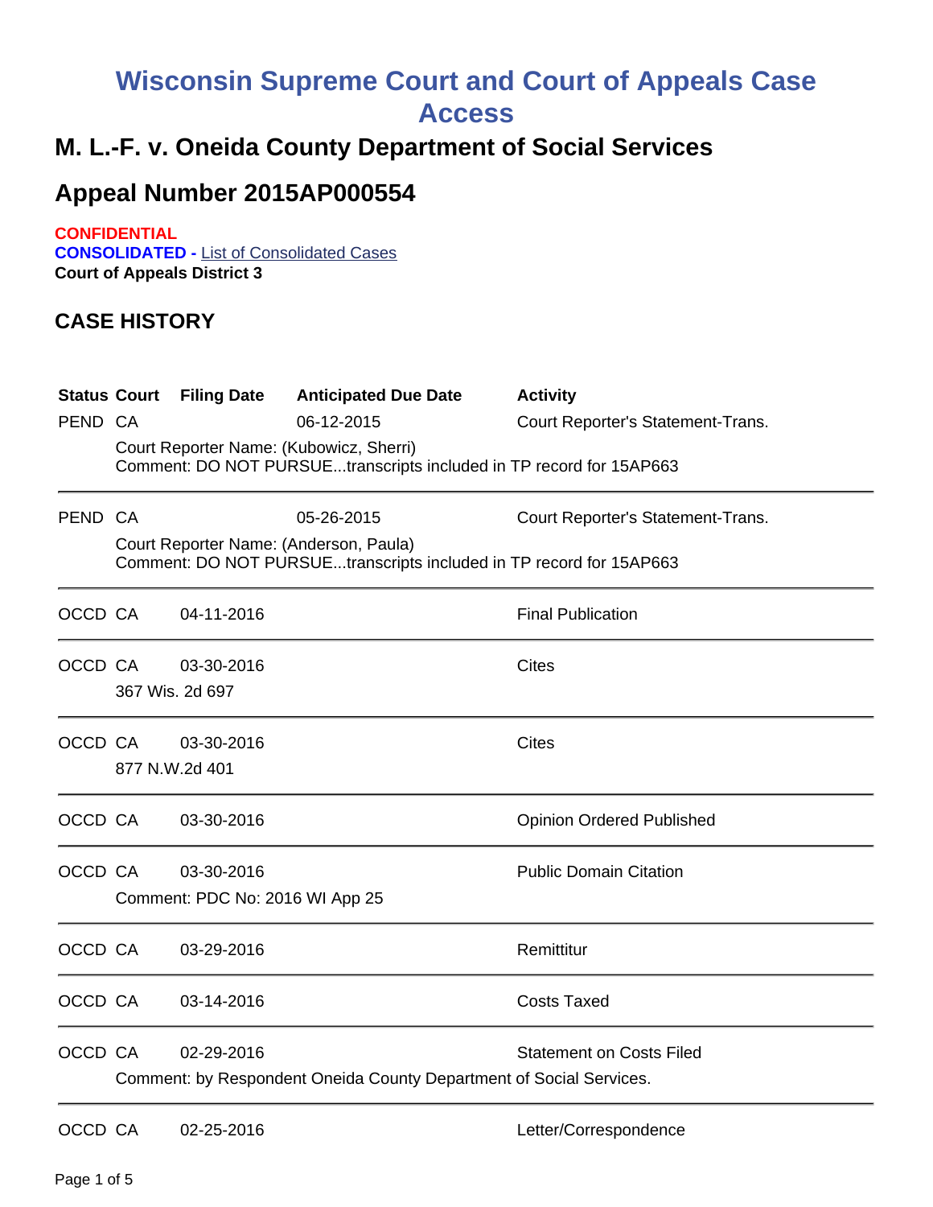# Wisconsin Supreme Court and Court of Appeals Case Access

## M. L.-F. v. Oneida County Department of Social Services

## Appeal Number 2015AP000554

**CONFIDENTIAL**
**CONSOLIDATED -** List of Consolidated Cases
**Court of Appeals District 3**

## CASE HISTORY

| Status | Court | Filing Date | Anticipated Due Date | Activity |
|---|---|---|---|---|
| PEND | CA | | 06-12-2015 | Court Reporter's Statement-Trans. |
| | Court Reporter Name: (Kubowicz, Sherri)<br>Comment: DO NOT PURSUE...transcripts included in TP record for 15AP663 | | | |
| PEND | CA | | 05-26-2015 | Court Reporter's Statement-Trans. |
| | Court Reporter Name: (Anderson, Paula)<br>Comment: DO NOT PURSUE...transcripts included in TP record for 15AP663 | | | |
| OCCD | CA | 04-11-2016 | | Final Publication |
| OCCD | CA | 03-30-2016 | | Cites |
| | 367 Wis. 2d 697 | | | |
| OCCD | CA | 03-30-2016 | | Cites |
| | 877 N.W.2d 401 | | | |
| OCCD | CA | 03-30-2016 | | Opinion Ordered Published |
| OCCD | CA | 03-30-2016 | | Public Domain Citation |
| | Comment: PDC No: 2016 WI App 25 | | | |
| OCCD | CA | 03-29-2016 | | Remittitur |
| OCCD | CA | 03-14-2016 | | Costs Taxed |
| OCCD | CA | 02-29-2016 | | Statement on Costs Filed |
| | Comment: by Respondent Oneida County Department of Social Services. | | | |
| OCCD | CA | 02-25-2016 | | Letter/Correspondence |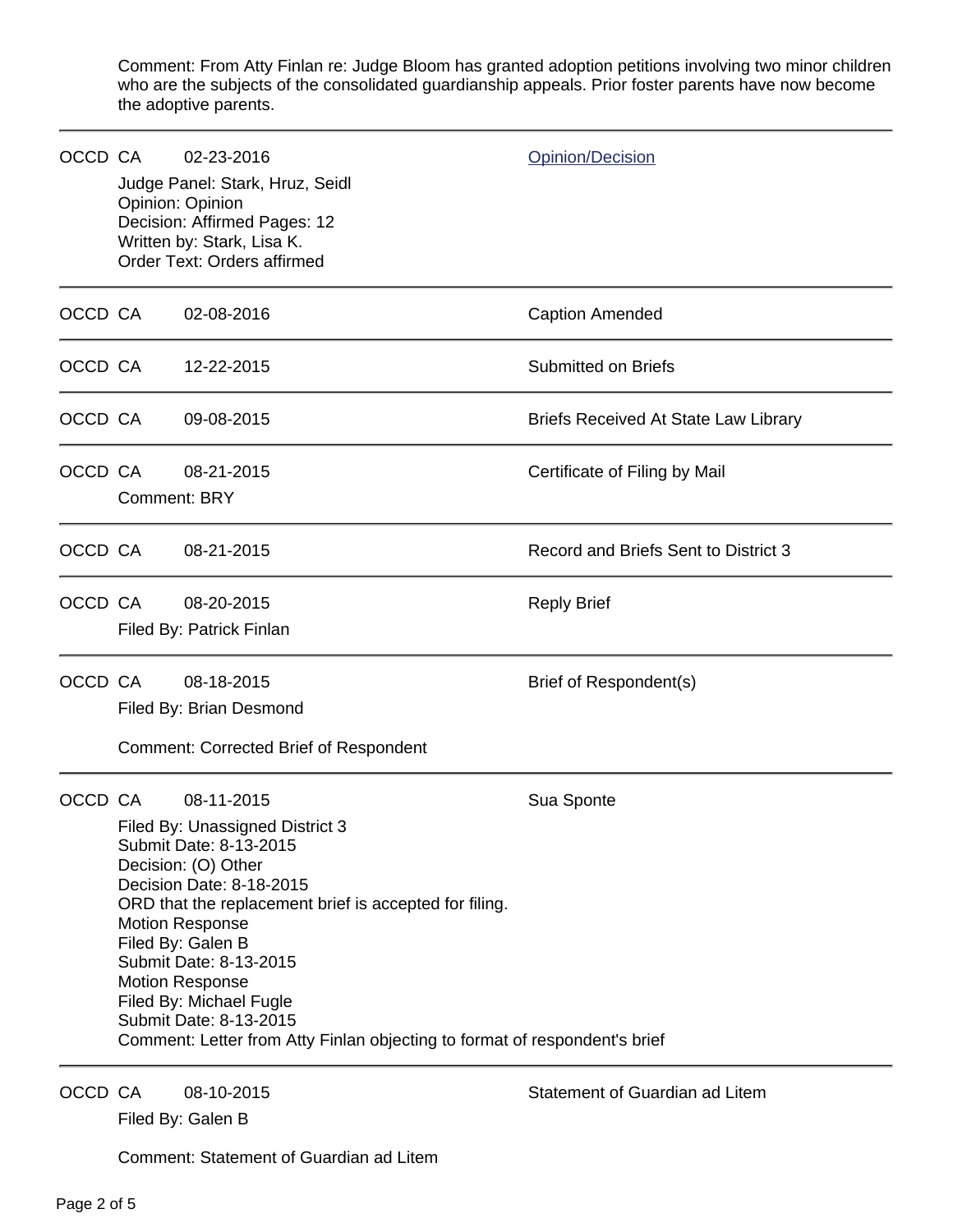Comment: From Atty Finlan re: Judge Bloom has granted adoption petitions involving two minor children who are the subjects of the consolidated guardianship appeals. Prior foster parents have now become the adoptive parents.

---

| | | | |
|---|---|---|---|
| OCCD | CA | 02-23-2016 | Opinion/Decision |

Judge Panel: Stark, Hruz, Seidl
Opinion: Opinion
Decision: Affirmed Pages: 12
Written by: Stark, Lisa K.
Order Text: Orders affirmed

---

| | | | |
|---|---|---|---|
| OCCD | CA | 02-08-2016 | Caption Amended |

---

| | | | |
|---|---|---|---|
| OCCD | CA | 12-22-2015 | Submitted on Briefs |

---

| | | | |
|---|---|---|---|
| OCCD | CA | 09-08-2015 | Briefs Received At State Law Library |

---

| | | | |
|---|---|---|---|
| OCCD | CA | 08-21-2015 | Certificate of Filing by Mail |

Comment: BRY

---

| | | | |
|---|---|---|---|
| OCCD | CA | 08-21-2015 | Record and Briefs Sent to District 3 |

---

| | | | |
|---|---|---|---|
| OCCD | CA | 08-20-2015 | Reply Brief |

Filed By: Patrick Finlan

---

| | | | |
|---|---|---|---|
| OCCD | CA | 08-18-2015 | Brief of Respondent(s) |

Filed By: Brian Desmond

Comment: Corrected Brief of Respondent

---

| | | | |
|---|---|---|---|
| OCCD | CA | 08-11-2015 | Sua Sponte |

Filed By: Unassigned District 3
Submit Date: 8-13-2015
Decision: (O) Other
Decision Date: 8-18-2015
ORD that the replacement brief is accepted for filing.
Motion Response
Filed By: Galen B
Submit Date: 8-13-2015
Motion Response
Filed By: Michael Fugle
Submit Date: 8-13-2015
Comment: Letter from Atty Finlan objecting to format of respondent's brief

---

| | | | |
|---|---|---|---|
| OCCD | CA | 08-10-2015 | Statement of Guardian ad Litem |

Filed By: Galen B

Comment: Statement of Guardian ad Litem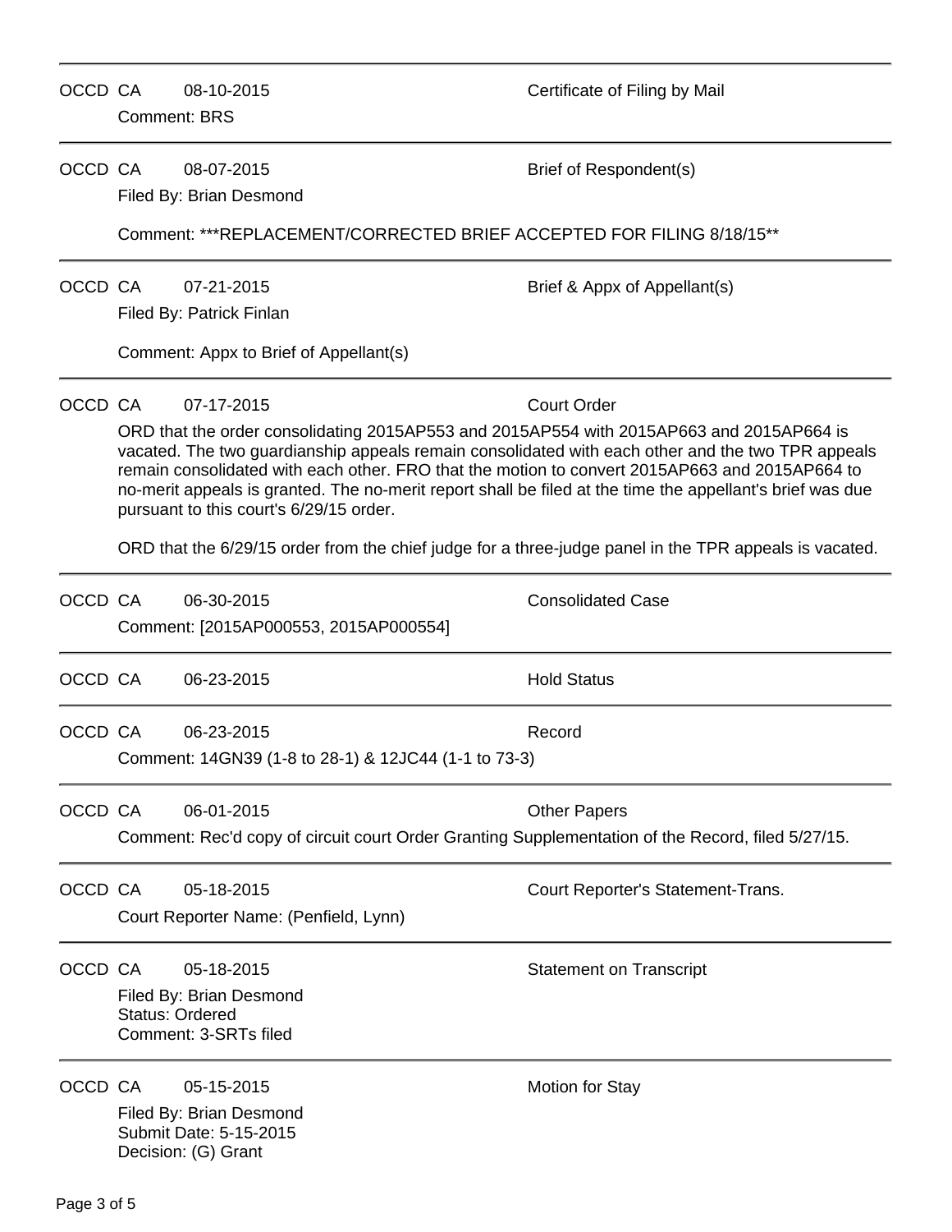---

OCCD CA 08-10-2015 Certificate of Filing by Mail

Comment: BRS

---

OCCD CA 08-07-2015 Brief of Respondent(s)

Filed By: Brian Desmond

Comment: ***REPLACEMENT/CORRECTED BRIEF ACCEPTED FOR FILING 8/18/15**

---

OCCD CA 07-21-2015 Brief & Appx of Appellant(s)

Filed By: Patrick Finlan

Comment: Appx to Brief of Appellant(s)

---

OCCD CA 07-17-2015 Court Order

ORD that the order consolidating 2015AP553 and 2015AP554 with 2015AP663 and 2015AP664 is vacated. The two guardianship appeals remain consolidated with each other and the two TPR appeals remain consolidated with each other. FRO that the motion to convert 2015AP663 and 2015AP664 to no-merit appeals is granted. The no-merit report shall be filed at the time the appellant's brief was due pursuant to this court's 6/29/15 order.

ORD that the 6/29/15 order from the chief judge for a three-judge panel in the TPR appeals is vacated.

---

OCCD CA 06-30-2015 Consolidated Case

Comment: [2015AP000553, 2015AP000554]

---

OCCD CA 06-23-2015 Hold Status

---

OCCD CA 06-23-2015 Record

Comment: 14GN39 (1-8 to 28-1) & 12JC44 (1-1 to 73-3)

---

OCCD CA 06-01-2015 Other Papers

Comment: Rec'd copy of circuit court Order Granting Supplementation of the Record, filed 5/27/15.

---

OCCD CA 05-18-2015 Court Reporter's Statement-Trans.

Court Reporter Name: (Penfield, Lynn)

---

OCCD CA 05-18-2015 Statement on Transcript

Filed By: Brian Desmond
Status: Ordered
Comment: 3-SRTs filed

---

OCCD CA 05-15-2015 Motion for Stay

Filed By: Brian Desmond
Submit Date: 5-15-2015
Decision: (G) Grant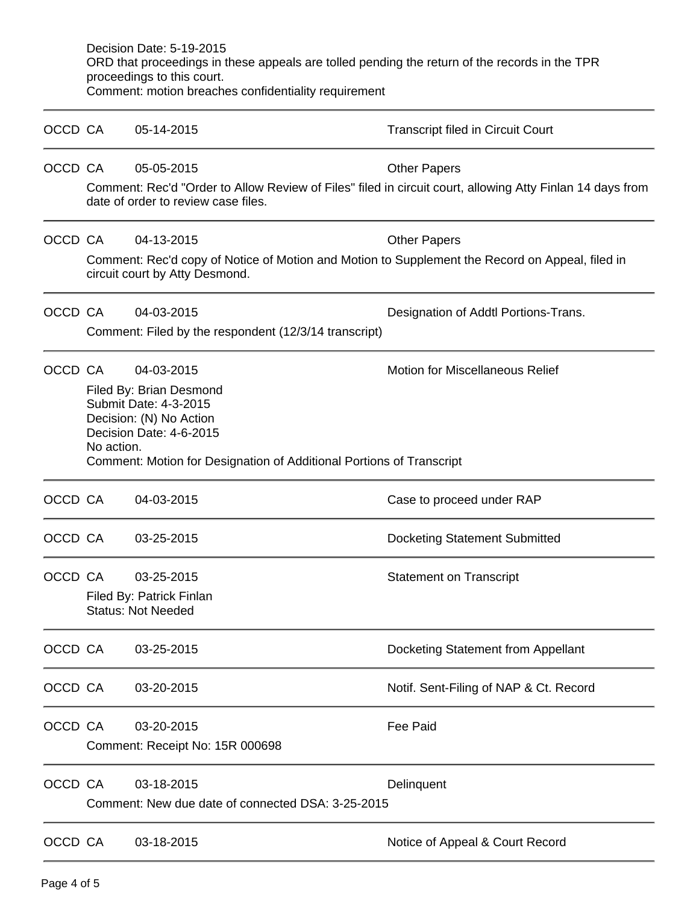Decision Date: 5-19-2015
ORD that proceedings in these appeals are tolled pending the return of the records in the TPR proceedings to this court.
Comment: motion breaches confidentiality requirement

---

OCCD CA 05-14-2015 Transcript filed in Circuit Court

---

OCCD CA 05-05-2015 Other Papers

Comment: Rec'd "Order to Allow Review of Files" filed in circuit court, allowing Atty Finlan 14 days from date of order to review case files.

---

OCCD CA 04-13-2015 Other Papers

Comment: Rec'd copy of Notice of Motion and Motion to Supplement the Record on Appeal, filed in circuit court by Atty Desmond.

---

OCCD CA 04-03-2015 Designation of Addtl Portions-Trans.

Comment: Filed by the respondent (12/3/14 transcript)

---

OCCD CA 04-03-2015 Motion for Miscellaneous Relief

Filed By: Brian Desmond
Submit Date: 4-3-2015
Decision: (N) No Action
Decision Date: 4-6-2015
No action.
Comment: Motion for Designation of Additional Portions of Transcript

---

OCCD CA 04-03-2015 Case to proceed under RAP

---

OCCD CA 03-25-2015 Docketing Statement Submitted

---

OCCD CA 03-25-2015 Statement on Transcript

Filed By: Patrick Finlan
Status: Not Needed

---

OCCD CA 03-25-2015 Docketing Statement from Appellant

---

OCCD CA 03-20-2015 Notif. Sent-Filing of NAP & Ct. Record

---

OCCD CA 03-20-2015 Fee Paid

Comment: Receipt No: 15R 000698

---

OCCD CA 03-18-2015 Delinquent

Comment: New due date of connected DSA: 3-25-2015

---

OCCD CA 03-18-2015 Notice of Appeal & Court Record

---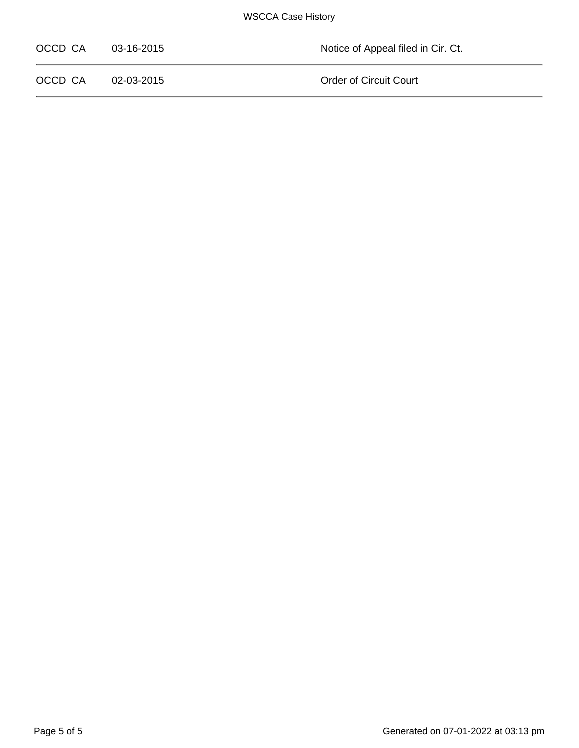| | | |
|---|---|---|
| OCCD CA | 03-16-2015 | Notice of Appeal filed in Cir. Ct. |
| OCCD CA | 02-03-2015 | Order of Circuit Court |